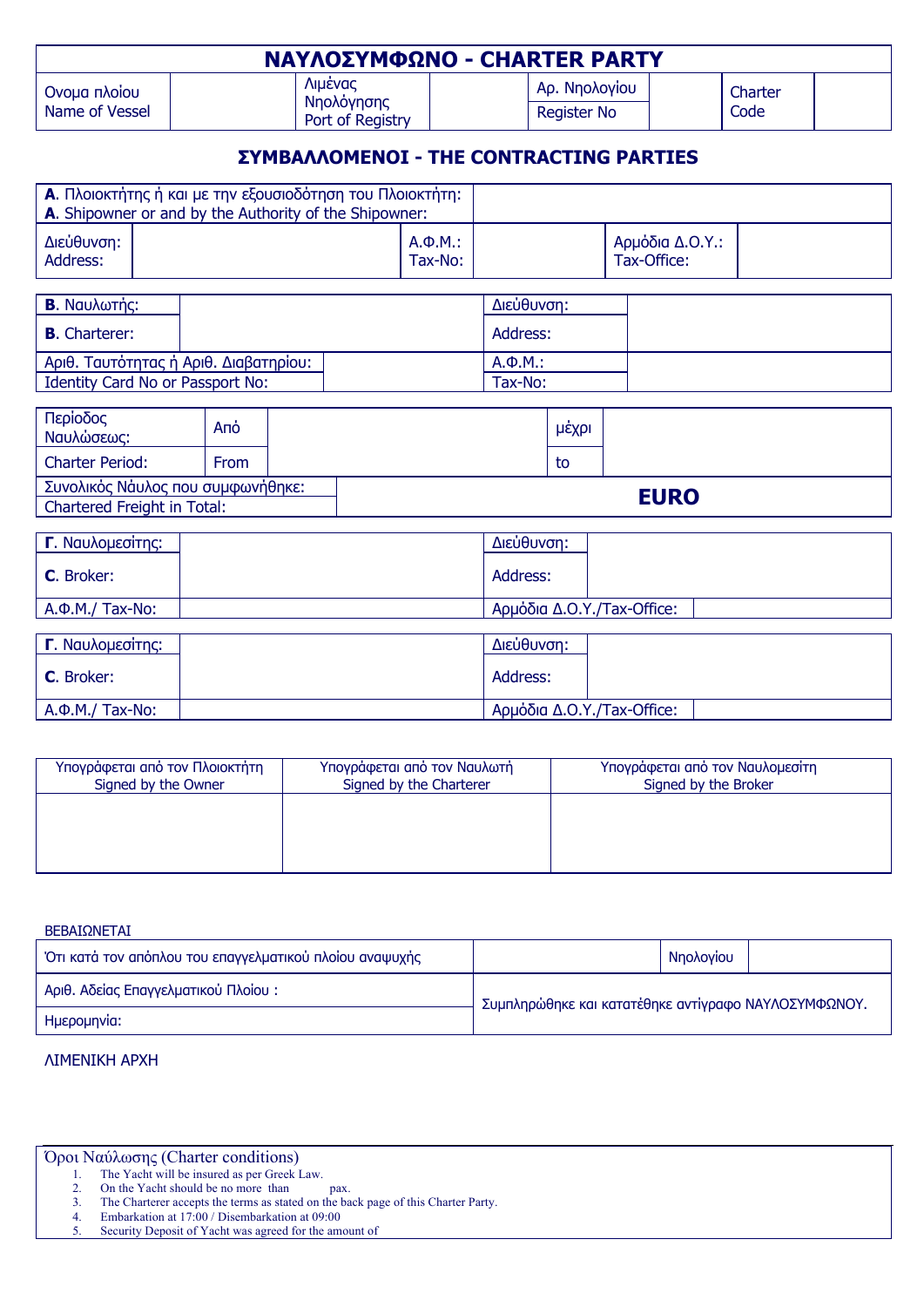# ΝΑΥΛΟΣΥΜΦΩΝΟ - CHARTER PARTY

| Ονομα πλοίου<br>Name of Vessel | | Λιμένας Νηολόγησης<br>Port of Registry | | Αρ. Νηολογίου<br>Register No | | Charter Code | |
|---|---|---|---|---|---|---|---|

## ΣΥΜΒΑΛΛΟΜΕΝΟΙ - THE CONTRACTING PARTIES

| **Α**. Πλοιοκτήτης ή και με την εξουσιοδότηση του Πλοιοκτήτη:<br>**A**. Shipowner or and by the Authority of the Shipowner: | | | | | |
|---|---|---|---|---|---|
| Διεύθυνση:<br>Address: | | Α.Φ.Μ.:<br>Tax-No: | | Αρμόδια Δ.Ο.Υ.:<br>Tax-Office: | |

| **Β**. Ναυλωτής:<br>**B**. Charterer: | | Διεύθυνση:<br>Address: | |
|---|---|---|---|
| Αριθ. Ταυτότητας ή Αριθ. Διαβατηρίου:<br>Identity Card No or Passport No: | | Α.Φ.Μ.:<br>Tax-No: | |

| Περίοδος Ναυλώσεως:<br>Charter Period: | Από<br>From | | μέχρι<br>to | |
|---|---|---|---|---|
| Συνολικός Νάυλος που συμφωνήθηκε:<br>Chartered Freight in Total: | | **EURO** | | |

| **Γ**. Ναυλομεσίτης:<br>**C**. Broker: | | Διεύθυνση:<br>Address: | |
|---|---|---|---|
| Α.Φ.Μ./ Tax-No: | | Αρμόδια Δ.Ο.Υ./Tax-Office: | |

| **Γ**. Ναυλομεσίτης:<br>**C**. Broker: | | Διεύθυνση:<br>Address: | |
|---|---|---|---|
| Α.Φ.Μ./ Tax-No: | | Αρμόδια Δ.Ο.Υ./Tax-Office: | |

| Υπογράφεται από τον Πλοιοκτήτη<br>Signed by the Owner | Υπογράφεται από τον Ναυλωτή<br>Signed by the Charterer | Υπογράφεται από τον Ναυλομεσίτη<br>Signed by the Broker |
|---|---|---|
| | | |

ΒΕΒΑΙΩΝΕΤΑΙ

| Ότι κατά τον απόπλου του επαγγελματικού πλοίου αναψυχής | | Νηολογίου | |
|---|---|---|---|
| Αριθ. Αδείας Επαγγελματικού Πλοίου : | Συμπληρώθηκε και κατατέθηκε αντίγραφο ΝΑΥΛΟΣΥΜΦΩΝΟΥ. | | |
| Ημερομηνία: | | | |

ΛΙΜΕΝΙΚΗ ΑΡΧΗ

Όροι Ναύλωσης (Charter conditions)

1. The Yacht will be insured as per Greek Law.
2. On the Yacht should be no more than pax.
3. The Charterer accepts the terms as stated on the back page of this Charter Party.
4. Embarkation at 17:00 / Disembarkation at 09:00
5. Security Deposit of Yacht was agreed for the amount of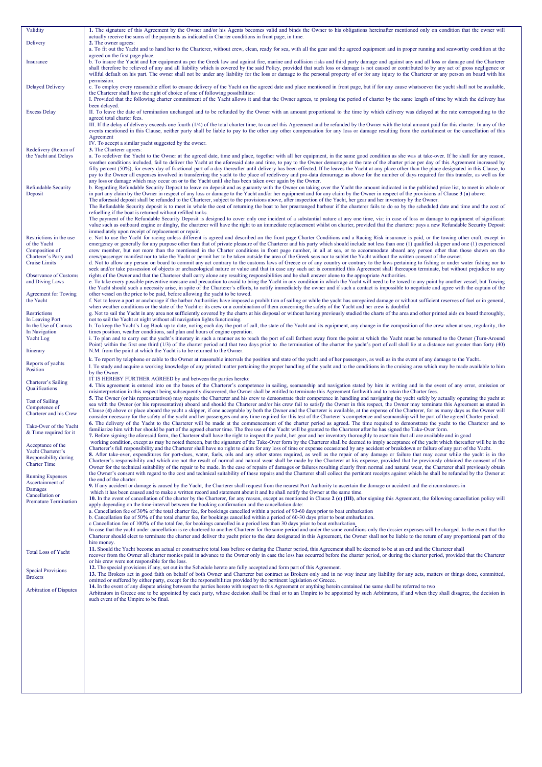**Validity**

**1.** The signature of this Agreement by the Owner and/or his Agents becomes valid and binds the Owner to his obligations hereinafter mentioned only on condition that the owner will actually receive the sums of the payments as indicated in Charter conditions in front page, in time.

**Delivery**

**2.** The owner agrees:

a. To fit out the Yacht and to hand her to the Charterer, without crew, clean, ready for sea, with all the gear and the agreed equipment and in proper running and seaworthy condition at the agreed on the first page place.

**Insurance**

b. To insure the Yacht and her equipment as per the Greek law and against fire, marine and collision risks and third party damage and against any and all loss or damage and the Charterer shall therefore be relieved of any and all liability which is covered by the said Policy, provided that such loss or damage is not caused or contributed to by any act of gross negligence or willful default on his part. The owner shall not be under any liability for the loss or damage to the personal property of or for any injury to the Charterer or any person on board with his permission.

**Delayed Delivery**

c. To employ every reasonable effort to ensure delivery of the Yacht on the agreed date and place mentioned in front page, but if for any cause whatsoever the yacht shall not be available, the Charterer shall have the right of choice of one of following possibilities:

I. Provided that the following charter commitment of the Yacht allows it and that the Owner agrees, to prolong the period of charter by the same length of time by which the delivery has been delayed.

**Excess Delay**

II. To leave the date of termination unchanged and to be refunded by the Owner with an amount proportional to the time by which delivery was delayed at the rate corresponding to the agreed total charter fees.

III. If the delay of delivery exceeds one fourth (1/4) of the total charter time, to cancel this Agreement and be refunded by the Owner with the total amount paid for this charter. In any of the events mentioned in this Clause, neither party shall be liable to pay to the other any other compensation for any loss or damage resulting from the curtailment or the cancellation of this Agreement

IV. To accept a similar yacht suggested by the owner.

**Redelivery (Return of the Yacht and Delays**

**3.** The Charterer agrees:

a. To redeliver the Yacht to the Owner at the agreed date, time and place, together with all her equipment, in the same good condition as she was at take-over. If he shall for any reason, weather conditions included, fail to deliver the Yacht at the aforesaid date and time, to pay to the Owner demurrage at the rate of the charter price per day of this Agreement increased by fifty percent (50%), for every day of fractional part of a day thereafter until delivery has been effected. If he leaves the Yacht at any place other than the place designated in this Clause, to pay to the Owner all expenses involved in transferring the yacht to the place of redelivery and pro-data demurrage as above for the number of days required for this transfer, as well as for any loss or damage which may occur on or to the Yacht until she has been taken over again by the Owner.

**Refundable Security Deposit**

b. Regarding Refundable Security Deposit to leave on deposit and as guaranty with the Owner on taking over the Yacht the amount indicated in the published price list, to meet in whole or in part any claim by the Owner in respect of any loss or damage to the Yacht and/or her equipment and for any claim by the Owner in respect of the provisions of Clause **3** (**a**) above.

The aforesaid deposit shall be refunded to the Charterer, subject to the provisions above, after inspection of the Yacht, her gear and her inventory by the Owner.

The Refundable Security deposit is to meet in whole the cost of returning the boat to her prearranged harbour if the charterer fails to do so by the scheduled date and time and the cost of refuelling if the boat is returned without refilled tanks.

The payment of the Refundable Security Deposit is designed to cover only one incident of a substantial nature at any one time, viz: in case of loss or damage to equipment of significant value such as outboard engine or dinghy, the charterer will have the right to an immediate replacement whilst on charter, provided that the charterer pays a new Refundable Security Deposit immediately upon receipt of replacement or repair.

**Restrictions in the use of the Yacht Composition of Charterer's Party and Cruise Limits**

c. Not to use the Yacht for racing unless different is agreed and described on the front page Charter Conditions and a Racing Risk insurance is paid, or the towing other craft, except in emergency or generally for any purpose other than that of private pleasure of the Charterer and his party which should include not less than one (1) qualified skipper and one (1) experienced crew member, but not more than the mentioned in the Charter conditions in front page number, in all at sea, or to accommodate aboard any person other than those shown on the crew/passenger manifest nor to take the Yacht or permit her to be taken outside the area of the Greek seas nor to sublet the Yacht without the written consent of the owner.

**Observance of Customs and Diving Laws**

d. Not to allow any person on board to commit any act contrary to the customs laws of Greece or of any country or contrary to the laws pertaining to fishing or under water fishing nor to seek and/or take possession of objects or archaeological nature or value and that in case any such act is committed this Agreement shall thereupon terminate, but without prejudice to any rights of the Owner and that the Charterer shall carry alone any resulting responsibilities and he shall answer alone to the appropriate Authorities.

**Agreement for Towing the Yacht**

e. To take every possible preventive measure and precaution to avoid to bring the Yacht in any condition in which the Yacht will need to be towed to any point by another vessel, but Towing the Yacht should such a necessity arise, in spite of the Charterer's efforts, to notify immediately the owner and if such a contact is impossible to negotiate and agree with the captain of the other vessel on the price to be paid, before allowing the yacht to be towed.

**Restrictions In Leaving Port In the Use of Canvas In Navigation Yacht Log**

f. Not to leave a port or anchorage if the harbor Authorities have imposed a prohibition of sailing or while the yacht has unrepaired damage or without sufficient reserves of fuel or in general, when weather conditions or the state of the Yacht or its crew or a combination of them concerning the safety of the Yacht and her crew is doubtful.

g. Not to sail the Yacht in any area not sufficiently covered by the charts at his disposal or without having previously studied the charts of the area and other printed aids on board thoroughly, not to sail the Yacht at night without all navigation lights functioning.

h. To keep the Yacht's Log Book up to date, noting each day the port of call, the state of the Yacht and its equipment, any change in the composition of the crew when at sea, regularity, the times position, weather conditions, sail plan and hours of engine operation.

**Itinerary**

i. To plan and to carry out the yacht's itinerary in such a manner as to reach the port of call farthest away from the point at which the Yacht must be returned to the Owner (Turn-Around Point) within the first one third (1/3) of the charter period and that two days prior to .the termination of the charter the yacht's port of call shall lie at a distance not greater than forty (40) N.M. from the point at which the Yacht is to be returned to the Owner.

**Reports of yachts Position**

k. To report by telephone or cable to the Owner at reasonable intervals the position and state of the yacht and of her passengers, as well as in the event of any damage to the Yacht**.**

l. To study and acquire a working knowledge of any printed matter pertaining the proper handling of the yacht and to the conditions in the cruising area which may be made available to him by the Owner.

IT IS HEREBY FURTHER AGREED by and between the parties hereto:

**Charterer's Sailing Qualifications**

**4.** This agreement is entered into on the bases of the Charterer's competence in sailing, seamanship and navigation stated by him in writing and in the event of any error, omission or misinterpretation in this respect being subsequently discovered, the Owner shall be entitled to terminate this Agreement forthwith and to retain the Charter fees.

**Test of Sailing Competence of Charterer and his Crew**

**5.** The Owner (or his representatives) may require the Charterer and his crew to demonstrate their competence in handling and navigating the yacht safely by actually operating the yacht at sea with the Owner (or his representative) aboard and should the Charterer and/or his crew fail to satisfy the Owner in this respect, the Owner may terminate this Agreement as stated in Clause (**4**) above or place aboard the yacht a skipper, if one acceptable by both the Owner and the Charterer is available, at the expense of the Charterer, for as many days as the Owner will consider necessary for the safety of the yacht and her passengers and any time required for this test of the Charterer's competence and seamanship will be part of the agreed Charter period.

**Take-Over of the Yacht & Time required for it**

**6.** The delivery of the Yacht to the Charterer will be made at the commencement of the charter period as agreed**.** The time required to demonstrate the yacht to the Charterer and to familiarize him with her should be part of the agreed charter time. The free use of the Yacht will be granted to the Charterer after he has signed the Take-Over form.

**Acceptance of the Yacht Charterer's Responsibility during Charter Time**

**7.** Before signing the aforesaid form, the Charterer shall have the right to inspect the yacht, her gear and her inventory thoroughly to ascertain that all are available and in good working condition, except as may be noted thereon, but the signature of the Take-Over form by the Charterer shall be deemed to imply acceptance of the yacht which thereafter will be in the Charterer's full responsibility and the Charterer shall have no right to claim for any loss of time or expense occasioned by any accident or breakdown or failure of any part of the Yacht.

**Running Expenses**

**8.** After take-over, expenditures for port-dues, water, fuels, oils and any other stores required, as well as the repair of any damage or failure that may occur while the yacht is in the Charterer's responsibility and which are not the result of normal and natural wear shall be made by the Charterer at his expense, provided that he previously obtained the consent of the Owner for the technical suitability of the repair to be made. In the case of repairs of damages or failures resulting clearly from normal and natural wear, the Charterer shall previously obtain the Owner's consent with regard to the cost and technical suitability of these repairs and the Charterer shall collect the pertinent receipts against which he shall be refunded by the Owner at the end of the charter.

**Ascertainment of Damages**

**9.** If any accident or damage is caused by the Yacht, the Charterer shall request from the nearest Port Authority to ascertain the damage or accident and the circumstances in which it has been caused and to make a written record and statement about it and he shall notify the Owner at the same time.

**Cancellation or Premature Termination**

**10.** In the event of cancellation of the charter by the Charterer, for any reason, except as mentioned in Clause **2 (c) (III)**, after signing this Agreement, the following cancellation policy will apply depending on the time-interval between the booking confirmation and the cancellation date:

a. Cancellation fee of 30**%** of the total charter fee, for bookings cancelled within a period of 90-60 days prior to boat embarkation

b. Cancellation fee of 50**%** of the total charter fee, for bookings cancelled within a period of 60-30 days prior to boat embarkation.

c Cancellation fee of 100**%** of the total fee, for bookings cancelled in a period less than 30 days prior to boat embarkation.

In case that the yacht under cancellation is re-chartered to another Charterer for the same period and under the same conditions only the dossier expenses will be charged. In the event that the Charterer should elect to terminate the charter and deliver the yacht prior to the date designated in this Agreement, the Owner shall not be liable to the return of any proportional part of the hire money.

**Total Loss of Yacht**

**11.** Should the Yacht become an actual or constructive total loss before or during the Charter period, this Agreement shall be deemed to be at an end and the Charterer shall recover from the Owner all charter monies paid in advance to the Owner only in case the loss has occurred before the charter period, or during the charter period, provided that the Charterer or his crew were not responsible for the loss.

**Special Provisions Brokers**

**12.** The special provisions if any, set out in the Schedule hereto are fully accepted and form part of this Agreement.

**13.** The Brokers act in good faith on behalf of both Owner and Charterer but contract as Brokers only and in no way incur any liability for any acts, matters or things done, committed, omitted or suffered by either party, except for the responsibilities provided by the pertinent legislation of Greece.

**Arbitration of Disputes**

**14.** In the event of any dispute arising between the parties hereto with respect to this Agreement or anything herein contained the same shall be referred to two Arbitrators in Greece one to be appointed by each party, whose decision shall be final or to an Umpire to be appointed by such Arbitrators, if and when they shall disagree, the decision in such event of the Umpire to be final.